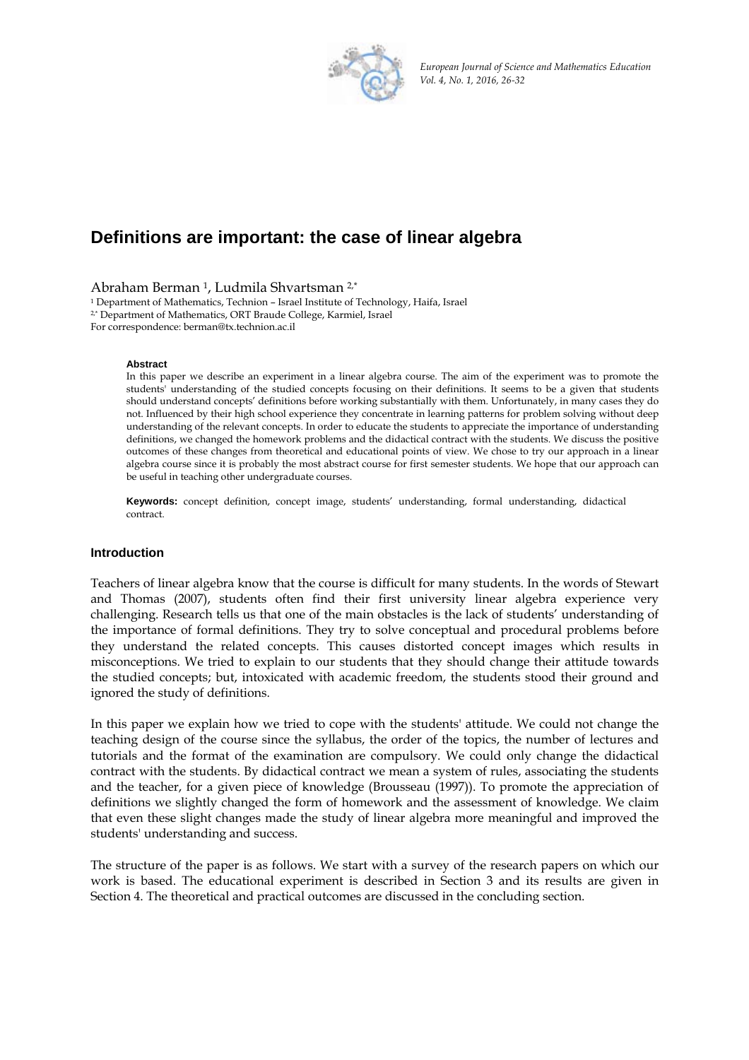# Definitions are important: the case of linear algebra

Abraham Berman [1], Ludmila Shvartsman [2,*]

[1] Department of Mathematics, Technion – Israel Institute of Technology, Haifa, Israel
[2,*] Department of Mathematics, ORT Braude College, Karmiel, Israel
For correspondence: berman@tx.technion.ac.il

**Abstract**

In this paper we describe an experiment in a linear algebra course. The aim of the experiment was to promote the students' understanding of the studied concepts focusing on their definitions. It seems to be a given that students should understand concepts' definitions before working substantially with them. Unfortunately, in many cases they do not. Influenced by their high school experience they concentrate in learning patterns for problem solving without deep understanding of the relevant concepts. In order to educate the students to appreciate the importance of understanding definitions, we changed the homework problems and the didactical contract with the students. We discuss the positive outcomes of these changes from theoretical and educational points of view. We chose to try our approach in a linear algebra course since it is probably the most abstract course for first semester students. We hope that our approach can be useful in teaching other undergraduate courses.

**Keywords:** concept definition, concept image, students' understanding, formal understanding, didactical contract.

## Introduction

Teachers of linear algebra know that the course is difficult for many students. In the words of Stewart and Thomas (2007), students often find their first university linear algebra experience very challenging. Research tells us that one of the main obstacles is the lack of students' understanding of the importance of formal definitions. They try to solve conceptual and procedural problems before they understand the related concepts. This causes distorted concept images which results in misconceptions. We tried to explain to our students that they should change their attitude towards the studied concepts; but, intoxicated with academic freedom, the students stood their ground and ignored the study of definitions.

In this paper we explain how we tried to cope with the students' attitude. We could not change the teaching design of the course since the syllabus, the order of the topics, the number of lectures and tutorials and the format of the examination are compulsory. We could only change the didactical contract with the students. By didactical contract we mean a system of rules, associating the students and the teacher, for a given piece of knowledge (Brousseau (1997)). To promote the appreciation of definitions we slightly changed the form of homework and the assessment of knowledge. We claim that even these slight changes made the study of linear algebra more meaningful and improved the students' understanding and success.

The structure of the paper is as follows. We start with a survey of the research papers on which our work is based. The educational experiment is described in Section 3 and its results are given in Section 4. The theoretical and practical outcomes are discussed in the concluding section.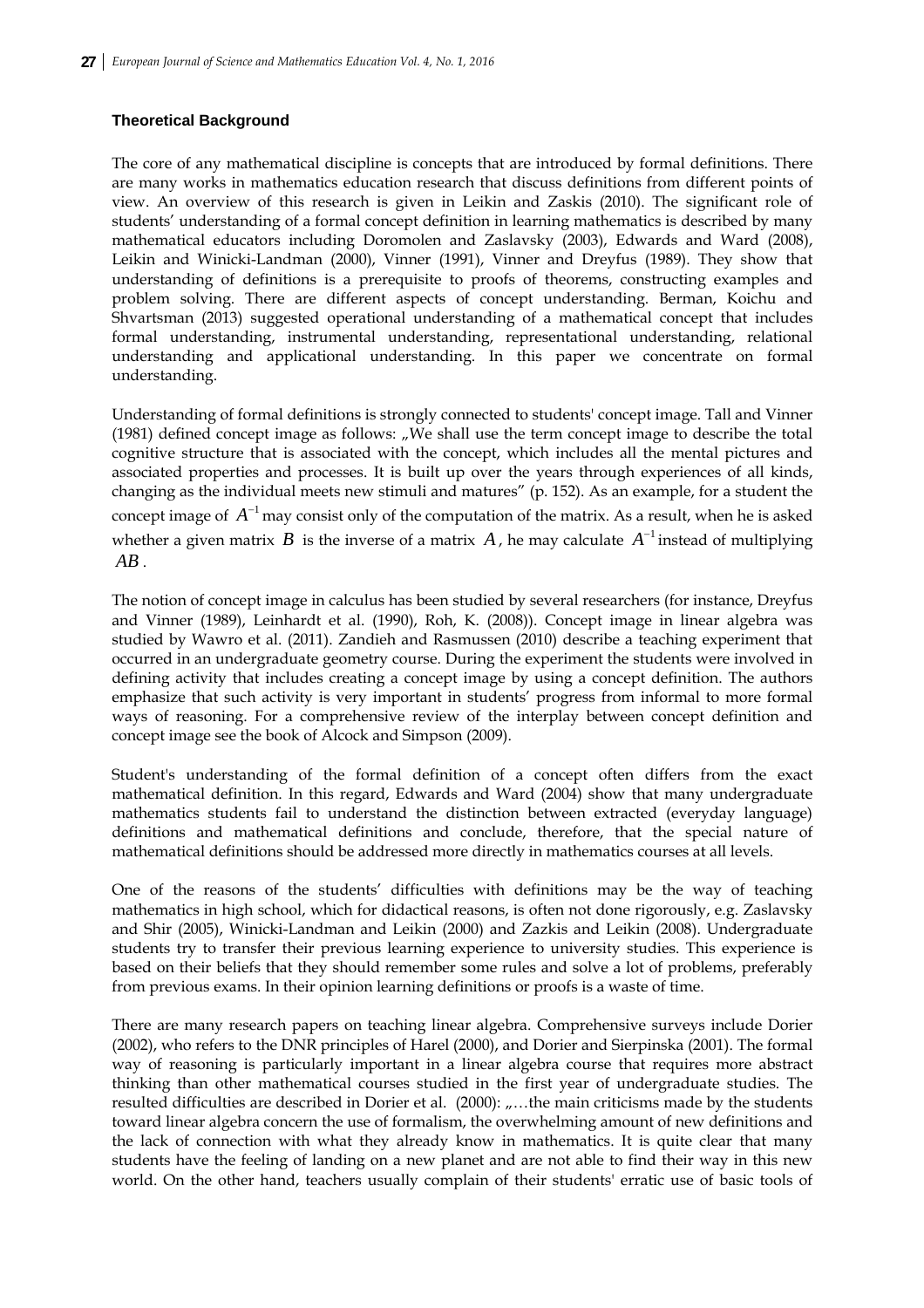### Theoretical Background

The core of any mathematical discipline is concepts that are introduced by formal definitions. There are many works in mathematics education research that discuss definitions from different points of view. An overview of this research is given in Leikin and Zaskis (2010). The significant role of students' understanding of a formal concept definition in learning mathematics is described by many mathematical educators including Doromolen and Zaslavsky (2003), Edwards and Ward (2008), Leikin and Winicki-Landman (2000), Vinner (1991), Vinner and Dreyfus (1989). They show that understanding of definitions is a prerequisite to proofs of theorems, constructing examples and problem solving. There are different aspects of concept understanding. Berman, Koichu and Shvartsman (2013) suggested operational understanding of a mathematical concept that includes formal understanding, instrumental understanding, representational understanding, relational understanding and applicational understanding. In this paper we concentrate on formal understanding.

Understanding of formal definitions is strongly connected to students' concept image. Tall and Vinner (1981) defined concept image as follows: „We shall use the term concept image to describe the total cognitive structure that is associated with the concept, which includes all the mental pictures and associated properties and processes. It is built up over the years through experiences of all kinds, changing as the individual meets new stimuli and matures" (p. 152). As an example, for a student the concept image of $A^{-1}$ may consist only of the computation of the matrix. As a result, when he is asked whether a given matrix $B$ is the inverse of a matrix $A$, he may calculate $A^{-1}$ instead of multiplying $AB$.

The notion of concept image in calculus has been studied by several researchers (for instance, Dreyfus and Vinner (1989), Leinhardt et al. (1990), Roh, K. (2008)). Concept image in linear algebra was studied by Wawro et al. (2011). Zandieh and Rasmussen (2010) describe a teaching experiment that occurred in an undergraduate geometry course. During the experiment the students were involved in defining activity that includes creating a concept image by using a concept definition. The authors emphasize that such activity is very important in students' progress from informal to more formal ways of reasoning. For a comprehensive review of the interplay between concept definition and concept image see the book of Alcock and Simpson (2009).

Student's understanding of the formal definition of a concept often differs from the exact mathematical definition. In this regard, Edwards and Ward (2004) show that many undergraduate mathematics students fail to understand the distinction between extracted (everyday language) definitions and mathematical definitions and conclude, therefore, that the special nature of mathematical definitions should be addressed more directly in mathematics courses at all levels.

One of the reasons of the students' difficulties with definitions may be the way of teaching mathematics in high school, which for didactical reasons, is often not done rigorously, e.g. Zaslavsky and Shir (2005), Winicki-Landman and Leikin (2000) and Zazkis and Leikin (2008). Undergraduate students try to transfer their previous learning experience to university studies. This experience is based on their beliefs that they should remember some rules and solve a lot of problems, preferably from previous exams. In their opinion learning definitions or proofs is a waste of time.

There are many research papers on teaching linear algebra. Comprehensive surveys include Dorier (2002), who refers to the DNR principles of Harel (2000), and Dorier and Sierpinska (2001). The formal way of reasoning is particularly important in a linear algebra course that requires more abstract thinking than other mathematical courses studied in the first year of undergraduate studies. The resulted difficulties are described in Dorier et al. (2000): „…the main criticisms made by the students toward linear algebra concern the use of formalism, the overwhelming amount of new definitions and the lack of connection with what they already know in mathematics. It is quite clear that many students have the feeling of landing on a new planet and are not able to find their way in this new world. On the other hand, teachers usually complain of their students' erratic use of basic tools of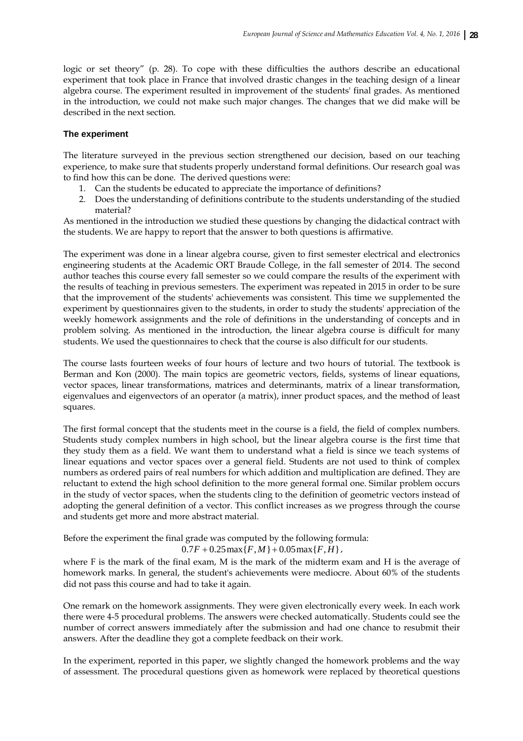logic or set theory" (p. 28). To cope with these difficulties the authors describe an educational experiment that took place in France that involved drastic changes in the teaching design of a linear algebra course. The experiment resulted in improvement of the students' final grades. As mentioned in the introduction, we could not make such major changes. The changes that we did make will be described in the next section.

## The experiment

The literature surveyed in the previous section strengthened our decision, based on our teaching experience, to make sure that students properly understand formal definitions. Our research goal was to find how this can be done. The derived questions were:

1. Can the students be educated to appreciate the importance of definitions?
2. Does the understanding of definitions contribute to the students understanding of the studied material?

As mentioned in the introduction we studied these questions by changing the didactical contract with the students. We are happy to report that the answer to both questions is affirmative.

The experiment was done in a linear algebra course, given to first semester electrical and electronics engineering students at the Academic ORT Braude College, in the fall semester of 2014. The second author teaches this course every fall semester so we could compare the results of the experiment with the results of teaching in previous semesters. The experiment was repeated in 2015 in order to be sure that the improvement of the students' achievements was consistent. This time we supplemented the experiment by questionnaires given to the students, in order to study the students' appreciation of the weekly homework assignments and the role of definitions in the understanding of concepts and in problem solving. As mentioned in the introduction, the linear algebra course is difficult for many students. We used the questionnaires to check that the course is also difficult for our students.

The course lasts fourteen weeks of four hours of lecture and two hours of tutorial. The textbook is Berman and Kon (2000). The main topics are geometric vectors, fields, systems of linear equations, vector spaces, linear transformations, matrices and determinants, matrix of a linear transformation, eigenvalues and eigenvectors of an operator (a matrix), inner product spaces, and the method of least squares.

The first formal concept that the students meet in the course is a field, the field of complex numbers. Students study complex numbers in high school, but the linear algebra course is the first time that they study them as a field. We want them to understand what a field is since we teach systems of linear equations and vector spaces over a general field. Students are not used to think of complex numbers as ordered pairs of real numbers for which addition and multiplication are defined. They are reluctant to extend the high school definition to the more general formal one. Similar problem occurs in the study of vector spaces, when the students cling to the definition of geometric vectors instead of adopting the general definition of a vector. This conflict increases as we progress through the course and students get more and more abstract material.

Before the experiment the final grade was computed by the following formula:

$$0.7F + 0.25\max\{F, M\} + 0.05\max\{F, H\},$$

where F is the mark of the final exam, M is the mark of the midterm exam and H is the average of homework marks. In general, the student's achievements were mediocre. About 60% of the students did not pass this course and had to take it again.

One remark on the homework assignments. They were given electronically every week. In each work there were 4-5 procedural problems. The answers were checked automatically. Students could see the number of correct answers immediately after the submission and had one chance to resubmit their answers. After the deadline they got a complete feedback on their work.

In the experiment, reported in this paper, we slightly changed the homework problems and the way of assessment. The procedural questions given as homework were replaced by theoretical questions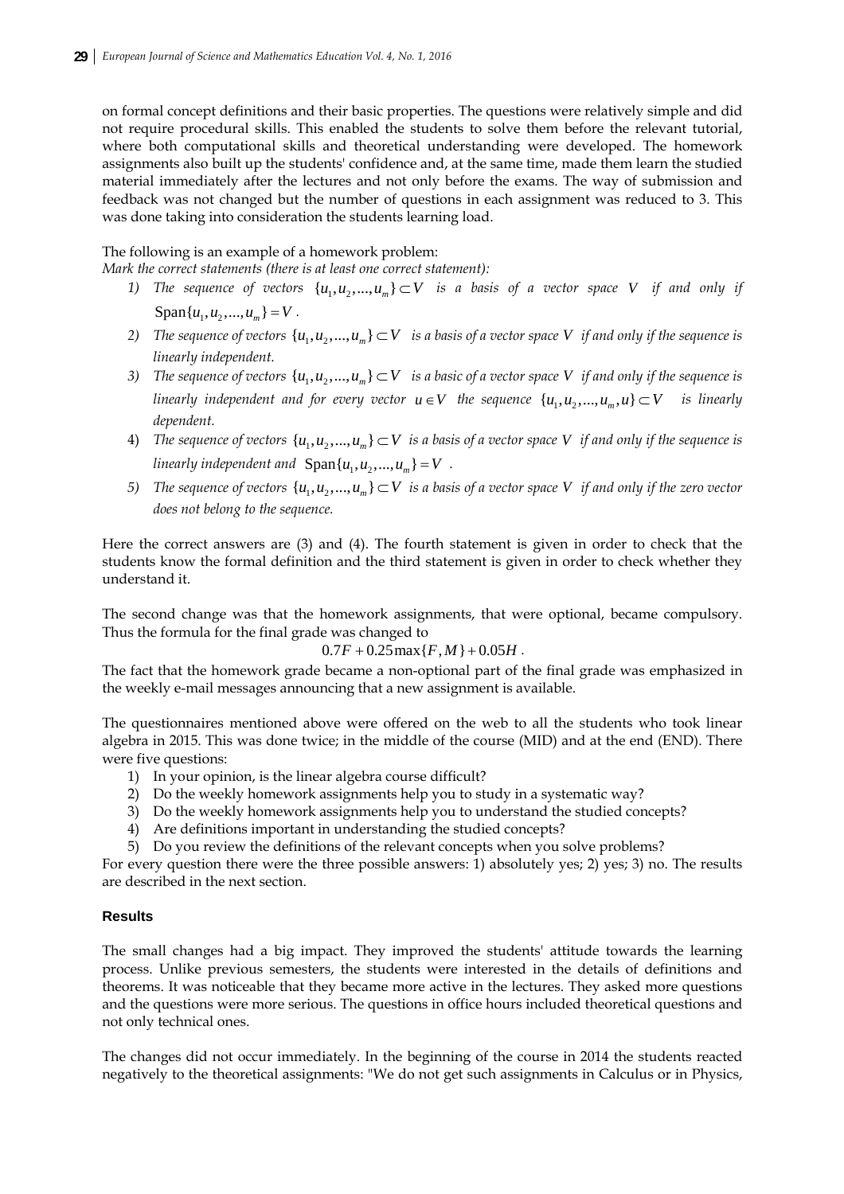on formal concept definitions and their basic properties. The questions were relatively simple and did not require procedural skills. This enabled the students to solve them before the relevant tutorial, where both computational skills and theoretical understanding were developed. The homework assignments also built up the students' confidence and, at the same time, made them learn the studied material immediately after the lectures and not only before the exams. The way of submission and feedback was not changed but the number of questions in each assignment was reduced to 3. This was done taking into consideration the students learning load.

The following is an example of a homework problem:

*Mark the correct statements (there is at least one correct statement):*

1) *The sequence of vectors* $\{u_1, u_2, ..., u_m\} \subset V$ *is a basis of a vector space* $V$ *if and only if* $\text{Span}\{u_1, u_2, ..., u_m\} = V$.
2) *The sequence of vectors* $\{u_1, u_2, ..., u_m\} \subset V$ *is a basis of a vector space* $V$ *if and only if the sequence is linearly independent.*
3) *The sequence of vectors* $\{u_1, u_2, ..., u_m\} \subset V$ *is a basic of a vector space* $V$ *if and only if the sequence is linearly independent and for every vector* $u \in V$ *the sequence* $\{u_1, u_2, ..., u_m, u\} \subset V$ *is linearly dependent.*
4) *The sequence of vectors* $\{u_1, u_2, ..., u_m\} \subset V$ *is a basis of a vector space* $V$ *if and only if the sequence is linearly independent and* $\text{Span}\{u_1, u_2, ..., u_m\} = V$.
5) *The sequence of vectors* $\{u_1, u_2, ..., u_m\} \subset V$ *is a basis of a vector space* $V$ *if and only if the zero vector does not belong to the sequence.*

Here the correct answers are (3) and (4). The fourth statement is given in order to check that the students know the formal definition and the third statement is given in order to check whether they understand it.

The second change was that the homework assignments, that were optional, became compulsory. Thus the formula for the final grade was changed to

$$0.7F + 0.25\max\{F, M\} + 0.05H.$$

The fact that the homework grade became a non-optional part of the final grade was emphasized in the weekly e-mail messages announcing that a new assignment is available.

The questionnaires mentioned above were offered on the web to all the students who took linear algebra in 2015. This was done twice; in the middle of the course (MID) and at the end (END). There were five questions:

1) In your opinion, is the linear algebra course difficult?
2) Do the weekly homework assignments help you to study in a systematic way?
3) Do the weekly homework assignments help you to understand the studied concepts?
4) Are definitions important in understanding the studied concepts?
5) Do you review the definitions of the relevant concepts when you solve problems?

For every question there were the three possible answers: 1) absolutely yes; 2) yes; 3) no. The results are described in the next section.

## Results

The small changes had a big impact. They improved the students' attitude towards the learning process. Unlike previous semesters, the students were interested in the details of definitions and theorems. It was noticeable that they became more active in the lectures. They asked more questions and the questions were more serious. The questions in office hours included theoretical questions and not only technical ones.

The changes did not occur immediately. In the beginning of the course in 2014 the students reacted negatively to the theoretical assignments: "We do not get such assignments in Calculus or in Physics,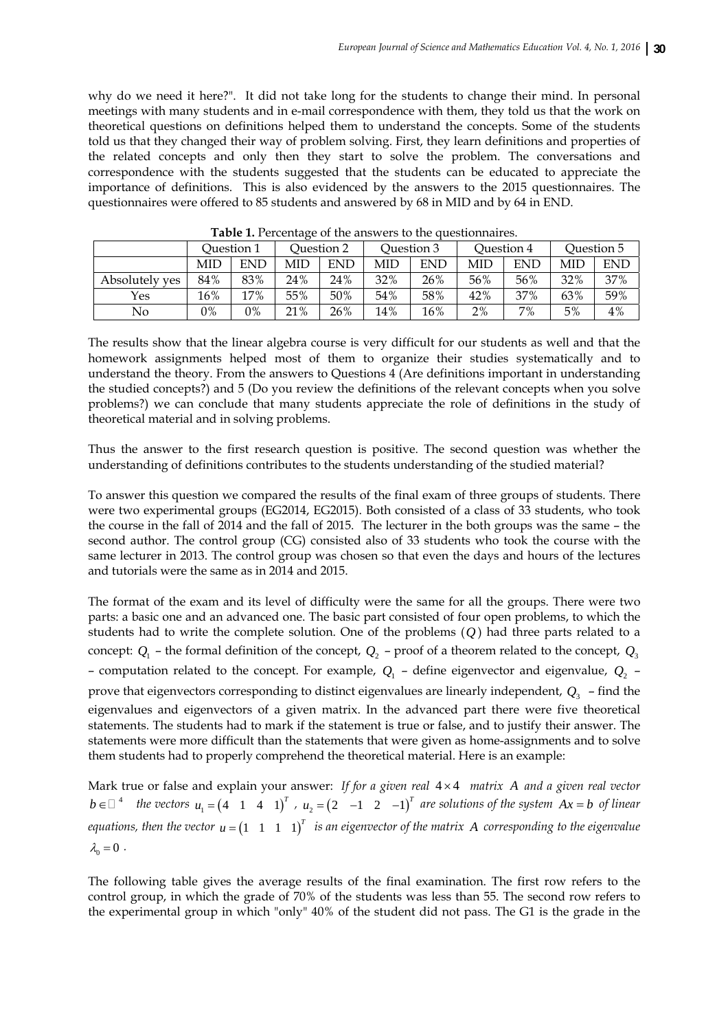why do we need it here?". It did not take long for the students to change their mind. In personal meetings with many students and in e-mail correspondence with them, they told us that the work on theoretical questions on definitions helped them to understand the concepts. Some of the students told us that they changed their way of problem solving. First, they learn definitions and properties of the related concepts and only then they start to solve the problem. The conversations and correspondence with the students suggested that the students can be educated to appreciate the importance of definitions. This is also evidenced by the answers to the 2015 questionnaires. The questionnaires were offered to 85 students and answered by 68 in MID and by 64 in END.

**Table 1.** Percentage of the answers to the questionnaires.

| | Question 1 | | Question 2 | | Question 3 | | Question 4 | | Question 5 | |
|---|---|---|---|---|---|---|---|---|---|---|
| | MID | END | MID | END | MID | END | MID | END | MID | END |
| Absolutely yes | 84% | 83% | 24% | 24% | 32% | 26% | 56% | 56% | 32% | 37% |
| Yes | 16% | 17% | 55% | 50% | 54% | 58% | 42% | 37% | 63% | 59% |
| No | 0% | 0% | 21% | 26% | 14% | 16% | 2% | 7% | 5% | 4% |

The results show that the linear algebra course is very difficult for our students as well and that the homework assignments helped most of them to organize their studies systematically and to understand the theory. From the answers to Questions 4 (Are definitions important in understanding the studied concepts?) and 5 (Do you review the definitions of the relevant concepts when you solve problems?) we can conclude that many students appreciate the role of definitions in the study of theoretical material and in solving problems.

Thus the answer to the first research question is positive. The second question was whether the understanding of definitions contributes to the students understanding of the studied material?

To answer this question we compared the results of the final exam of three groups of students. There were two experimental groups (EG2014, EG2015). Both consisted of a class of 33 students, who took the course in the fall of 2014 and the fall of 2015. The lecturer in the both groups was the same – the second author. The control group (CG) consisted also of 33 students who took the course with the same lecturer in 2013. The control group was chosen so that even the days and hours of the lectures and tutorials were the same as in 2014 and 2015.

The format of the exam and its level of difficulty were the same for all the groups. There were two parts: a basic one and an advanced one. The basic part consisted of four open problems, to which the students had to write the complete solution. One of the problems ($Q$) had three parts related to a concept: $Q_1$ – the formal definition of the concept, $Q_2$ – proof of a theorem related to the concept, $Q_3$ – computation related to the concept. For example, $Q_1$ – define eigenvector and eigenvalue, $Q_2$ – prove that eigenvectors corresponding to distinct eigenvalues are linearly independent, $Q_3$ – find the eigenvalues and eigenvectors of a given matrix. In the advanced part there were five theoretical statements. The students had to mark if the statement is true or false, and to justify their answer. The statements were more difficult than the statements that were given as home-assignments and to solve them students had to properly comprehend the theoretical material. Here is an example:

Mark true or false and explain your answer: *If for a given real $4 \times 4$ matrix $A$ and a given real vector $b \in \mathbb{R}^4$ the vectors $u_1 = \begin{pmatrix} 4 & 1 & 4 & 1 \end{pmatrix}^T$, $u_2 = \begin{pmatrix} 2 & -1 & 2 & -1 \end{pmatrix}^T$ are solutions of the system $Ax = b$ of linear equations, then the vector $u = \begin{pmatrix} 1 & 1 & 1 & 1 \end{pmatrix}^T$ is an eigenvector of the matrix $A$ corresponding to the eigenvalue $\lambda_0 = 0$.*

The following table gives the average results of the final examination. The first row refers to the control group, in which the grade of 70% of the students was less than 55. The second row refers to the experimental group in which "only" 40% of the student did not pass. The G1 is the grade in the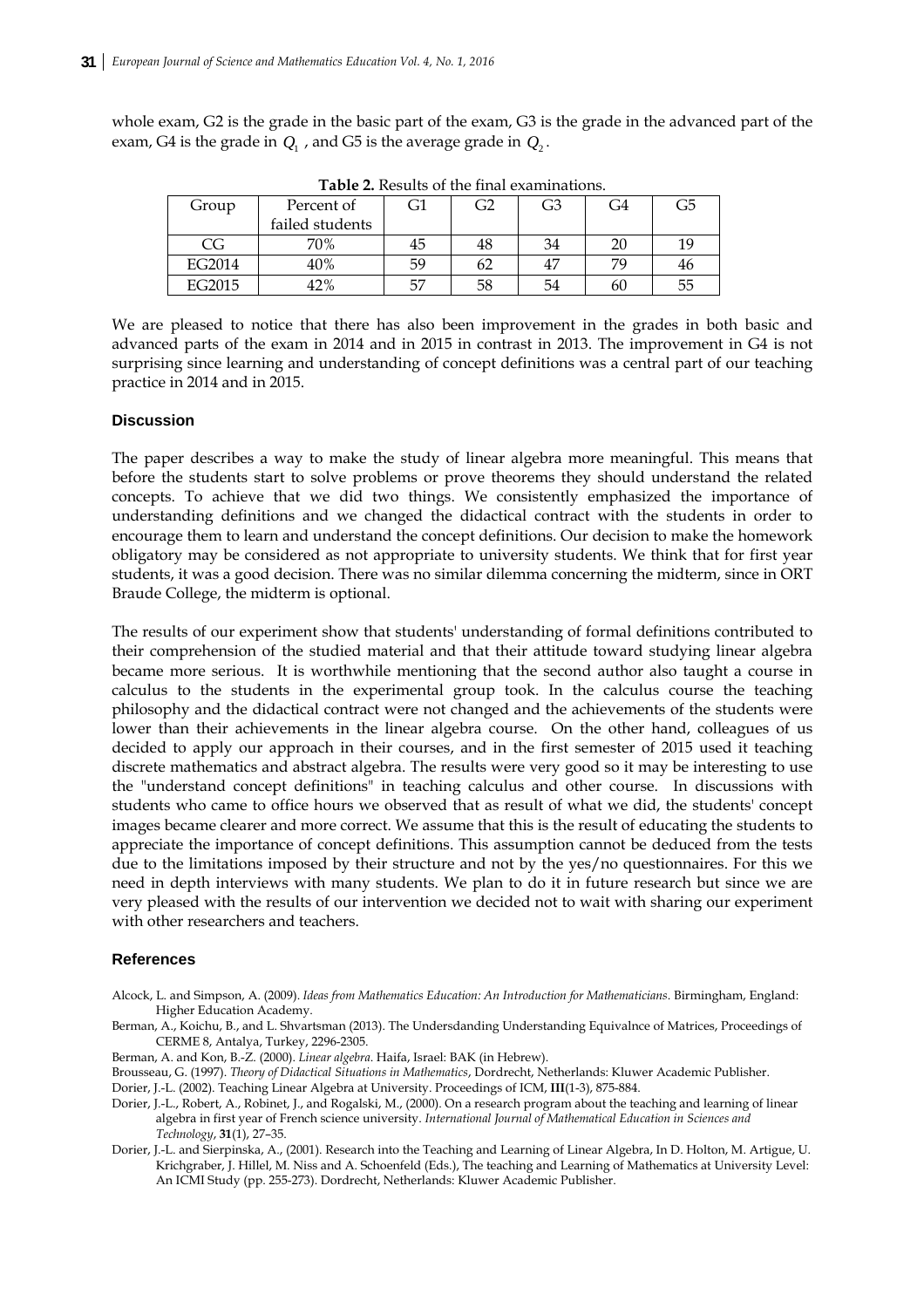whole exam, G2 is the grade in the basic part of the exam, G3 is the grade in the advanced part of the exam, G4 is the grade in $Q_1$, and G5 is the average grade in $Q_2$.

**Table 2.** Results of the final examinations.

| Group | Percent of failed students | G1 | G2 | G3 | G4 | G5 |
|---|---|---|---|---|---|---|
| CG | 70% | 45 | 48 | 34 | 20 | 19 |
| EG2014 | 40% | 59 | 62 | 47 | 79 | 46 |
| EG2015 | 42% | 57 | 58 | 54 | 60 | 55 |

We are pleased to notice that there has also been improvement in the grades in both basic and advanced parts of the exam in 2014 and in 2015 in contrast in 2013. The improvement in G4 is not surprising since learning and understanding of concept definitions was a central part of our teaching practice in 2014 and in 2015.

## Discussion

The paper describes a way to make the study of linear algebra more meaningful. This means that before the students start to solve problems or prove theorems they should understand the related concepts. To achieve that we did two things. We consistently emphasized the importance of understanding definitions and we changed the didactical contract with the students in order to encourage them to learn and understand the concept definitions. Our decision to make the homework obligatory may be considered as not appropriate to university students. We think that for first year students, it was a good decision. There was no similar dilemma concerning the midterm, since in ORT Braude College, the midterm is optional.

The results of our experiment show that students' understanding of formal definitions contributed to their comprehension of the studied material and that their attitude toward studying linear algebra became more serious. It is worthwhile mentioning that the second author also taught a course in calculus to the students in the experimental group took. In the calculus course the teaching philosophy and the didactical contract were not changed and the achievements of the students were lower than their achievements in the linear algebra course. On the other hand, colleagues of us decided to apply our approach in their courses, and in the first semester of 2015 used it teaching discrete mathematics and abstract algebra. The results were very good so it may be interesting to use the "understand concept definitions" in teaching calculus and other course. In discussions with students who came to office hours we observed that as result of what we did, the students' concept images became clearer and more correct. We assume that this is the result of educating the students to appreciate the importance of concept definitions. This assumption cannot be deduced from the tests due to the limitations imposed by their structure and not by the yes/no questionnaires. For this we need in depth interviews with many students. We plan to do it in future research but since we are very pleased with the results of our intervention we decided not to wait with sharing our experiment with other researchers and teachers.

## References

Alcock, L. and Simpson, A. (2009). *Ideas from Mathematics Education: An Introduction for Mathematicians*. Birmingham, England: Higher Education Academy.

Berman, A., Koichu, B., and L. Shvartsman (2013). The Undersdanding Understanding Equivalnce of Matrices, Proceedings of CERME 8, Antalya, Turkey, 2296-2305.

Berman, A. and Kon, B.-Z. (2000). *Linear algebra*. Haifa, Israel: BAK (in Hebrew).

Brousseau, G. (1997). *Theory of Didactical Situations in Mathematics*, Dordrecht, Netherlands: Kluwer Academic Publisher.

Dorier, J.-L. (2002). Teaching Linear Algebra at University. Proceedings of ICM, **III**(1-3), 875-884.

Dorier, J.-L., Robert, A., Robinet, J., and Rogalski, M., (2000). On a research program about the teaching and learning of linear algebra in first year of French science university. *International Journal of Mathematical Education in Sciences and Technology*, **31**(1), 27–35.

Dorier, J.-L. and Sierpinska, A., (2001). Research into the Teaching and Learning of Linear Algebra, In D. Holton, M. Artigue, U. Krichgraber, J. Hillel, M. Niss and A. Schoenfeld (Eds.), The teaching and Learning of Mathematics at University Level: An ICMI Study (pp. 255-273). Dordrecht, Netherlands: Kluwer Academic Publisher.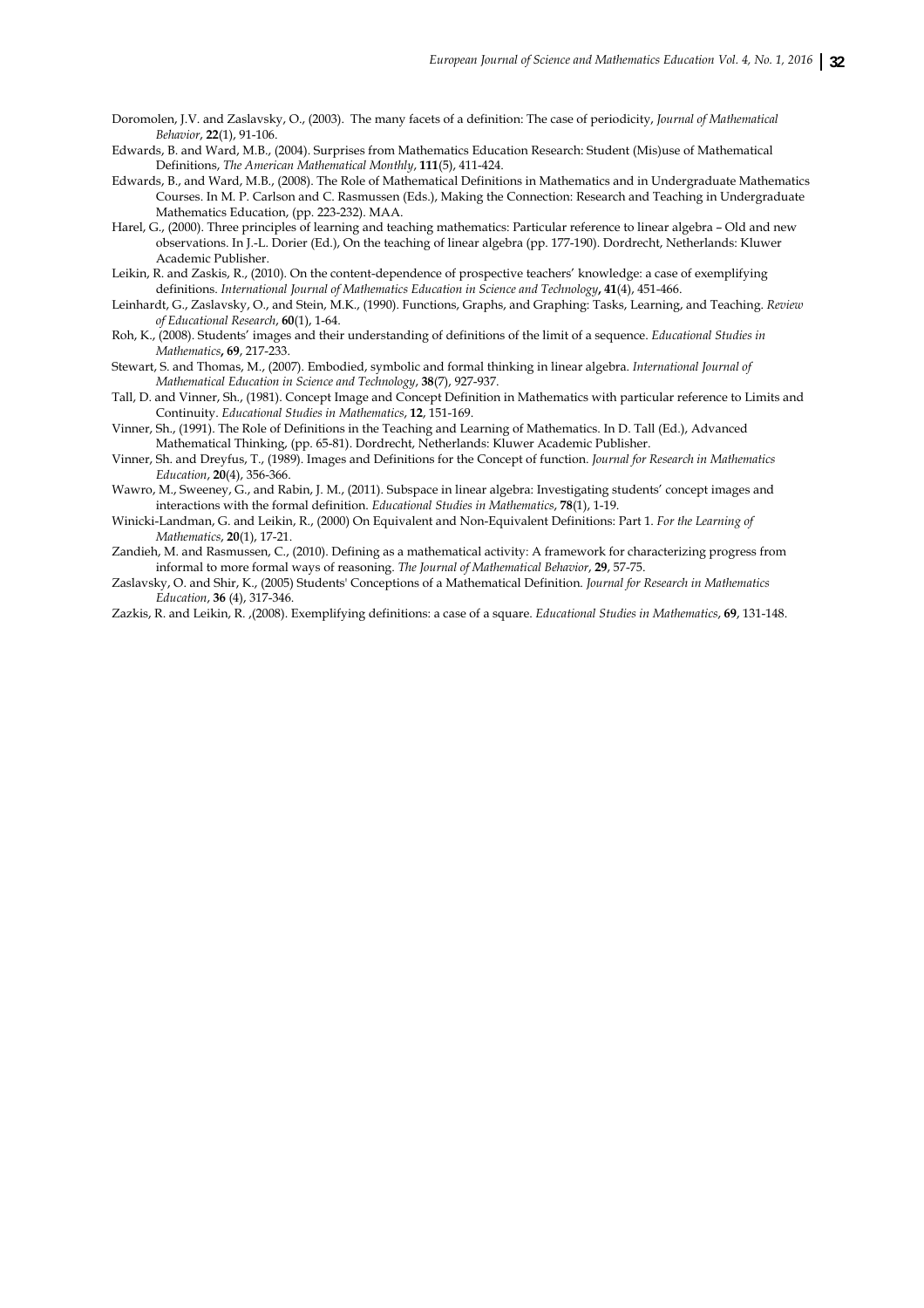Doromolen, J.V. and Zaslavsky, O., (2003). The many facets of a definition: The case of periodicity, *Journal of Mathematical Behavior*, **22**(1), 91-106.

Edwards, B. and Ward, M.B., (2004). Surprises from Mathematics Education Research: Student (Mis)use of Mathematical Definitions, *The American Mathematical Monthly*, **111**(5), 411-424.

Edwards, B., and Ward, M.B., (2008). The Role of Mathematical Definitions in Mathematics and in Undergraduate Mathematics Courses. In M. P. Carlson and C. Rasmussen (Eds.), Making the Connection: Research and Teaching in Undergraduate Mathematics Education, (pp. 223-232). MAA.

Harel, G., (2000). Three principles of learning and teaching mathematics: Particular reference to linear algebra – Old and new observations. In J.-L. Dorier (Ed.), On the teaching of linear algebra (pp. 177-190). Dordrecht, Netherlands: Kluwer Academic Publisher.

Leikin, R. and Zaskis, R., (2010). On the content-dependence of prospective teachers' knowledge: a case of exemplifying definitions. *International Journal of Mathematics Education in Science and Technology*, **41**(4), 451-466.

Leinhardt, G., Zaslavsky, O., and Stein, M.K., (1990). Functions, Graphs, and Graphing: Tasks, Learning, and Teaching. *Review of Educational Research*, **60**(1), 1-64.

Roh, K., (2008). Students' images and their understanding of definitions of the limit of a sequence. *Educational Studies in Mathematics*, **69**, 217-233.

Stewart, S. and Thomas, M., (2007). Embodied, symbolic and formal thinking in linear algebra. *International Journal of Mathematical Education in Science and Technology*, **38**(7), 927-937.

Tall, D. and Vinner, Sh., (1981). Concept Image and Concept Definition in Mathematics with particular reference to Limits and Continuity. *Educational Studies in Mathematics*, **12**, 151-169.

Vinner, Sh., (1991). The Role of Definitions in the Teaching and Learning of Mathematics. In D. Tall (Ed.), Advanced Mathematical Thinking, (pp. 65-81). Dordrecht, Netherlands: Kluwer Academic Publisher.

Vinner, Sh. and Dreyfus, T., (1989). Images and Definitions for the Concept of function. *Journal for Research in Mathematics Education*, **20**(4), 356-366.

Wawro, M., Sweeney, G., and Rabin, J. M., (2011). Subspace in linear algebra: Investigating students' concept images and interactions with the formal definition. *Educational Studies in Mathematics*, **78**(1), 1-19.

Winicki-Landman, G. and Leikin, R., (2000) On Equivalent and Non-Equivalent Definitions: Part 1. *For the Learning of Mathematics*, **20**(1), 17-21.

Zandieh, M. and Rasmussen, C., (2010). Defining as a mathematical activity: A framework for characterizing progress from informal to more formal ways of reasoning. *The Journal of Mathematical Behavior*, **29**, 57-75.

Zaslavsky, O. and Shir, K., (2005) Students' Conceptions of a Mathematical Definition. *Journal for Research in Mathematics Education*, **36** (4), 317-346.

Zazkis, R. and Leikin, R. ,(2008). Exemplifying definitions: a case of a square. *Educational Studies in Mathematics*, **69**, 131-148.